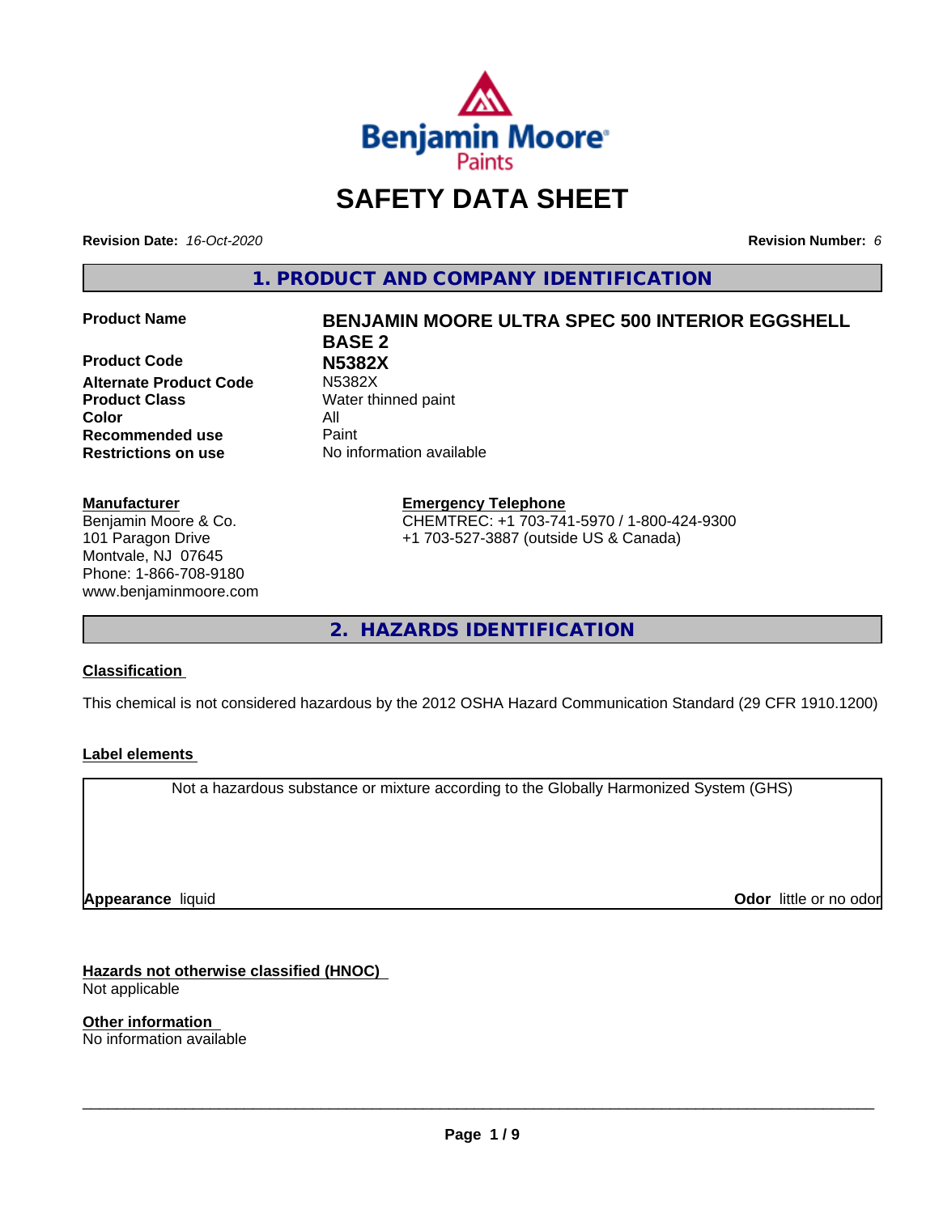# SAFETY DATA SHEET

**Revision Date:** *16-Oct-2020*

**Revision Number:** *6*

## 1. PRODUCT AND COMPANY IDENTIFICATION

| | |
|---|---|
| **Product Name** | **BENJAMIN MOORE ULTRA SPEC 500 INTERIOR EGGSHELL BASE 2** |
| **Product Code** | **N5382X** |
| **Alternate Product Code** | N5382X |
| **Product Class** | Water thinned paint |
| **Color** | All |
| **Recommended use** | Paint |
| **Restrictions on use** | No information available |

**Manufacturer**
Benjamin Moore & Co.
101 Paragon Drive
Montvale, NJ 07645
Phone: 1-866-708-9180
www.benjaminmoore.com

**Emergency Telephone**
CHEMTREC: +1 703-741-5970 / 1-800-424-9300
+1 703-527-3887 (outside US & Canada)

## 2. HAZARDS IDENTIFICATION

**Classification**

This chemical is not considered hazardous by the 2012 OSHA Hazard Communication Standard (29 CFR 1910.1200)

**Label elements**

Not a hazardous substance or mixture according to the Globally Harmonized System (GHS)

**Appearance** liquid

**Odor** little or no odor

**Hazards not otherwise classified (HNOC)**
Not applicable

**Other information**
No information available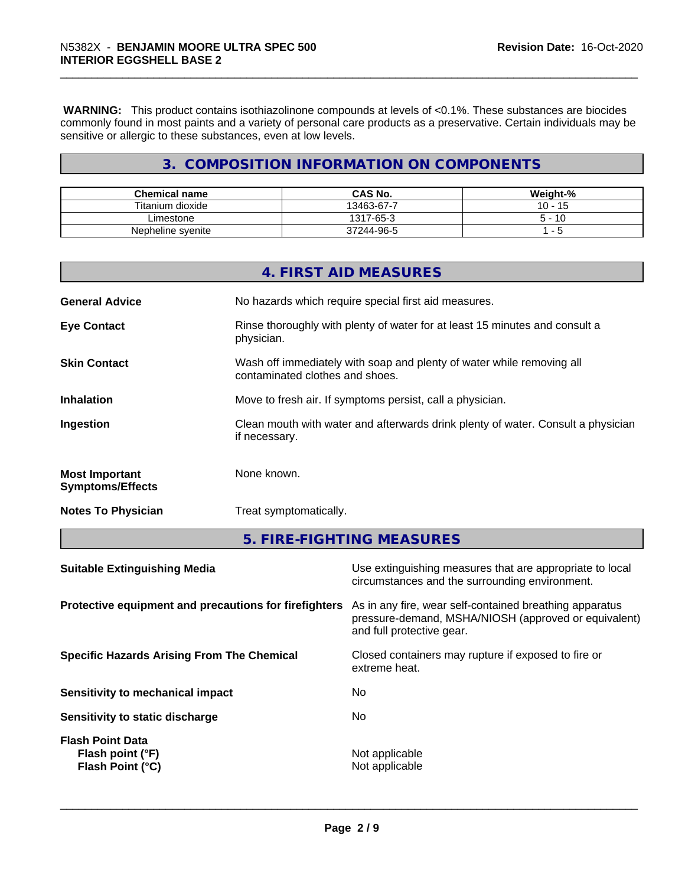**WARNING:** This product contains isothiazolinone compounds at levels of <0.1%. These substances are biocides commonly found in most paints and a variety of personal care products as a preservative. Certain individuals may be sensitive or allergic to these substances, even at low levels.

## 3. COMPOSITION INFORMATION ON COMPONENTS

| Chemical name | CAS No. | Weight-% |
|---|---|---|
| Titanium dioxide | 13463-67-7 | 10 - 15 |
| Limestone | 1317-65-3 | 5 - 10 |
| Nepheline syenite | 37244-96-5 | 1 - 5 |

## 4. FIRST AID MEASURES

**General Advice** No hazards which require special first aid measures.

**Eye Contact** Rinse thoroughly with plenty of water for at least 15 minutes and consult a physician.

**Skin Contact** Wash off immediately with soap and plenty of water while removing all contaminated clothes and shoes.

**Inhalation** Move to fresh air. If symptoms persist, call a physician.

**Ingestion** Clean mouth with water and afterwards drink plenty of water. Consult a physician if necessary.

**Most Important Symptoms/Effects** None known.

**Notes To Physician** Treat symptomatically.

## 5. FIRE-FIGHTING MEASURES

**Suitable Extinguishing Media** Use extinguishing measures that are appropriate to local circumstances and the surrounding environment.

**Protective equipment and precautions for firefighters** As in any fire, wear self-contained breathing apparatus pressure-demand, MSHA/NIOSH (approved or equivalent) and full protective gear.

**Specific Hazards Arising From The Chemical** Closed containers may rupture if exposed to fire or extreme heat.

**Sensitivity to mechanical impact** No

**Sensitivity to static discharge** No

**Flash Point Data**
**Flash point (°F)** Not applicable
**Flash Point (°C)** Not applicable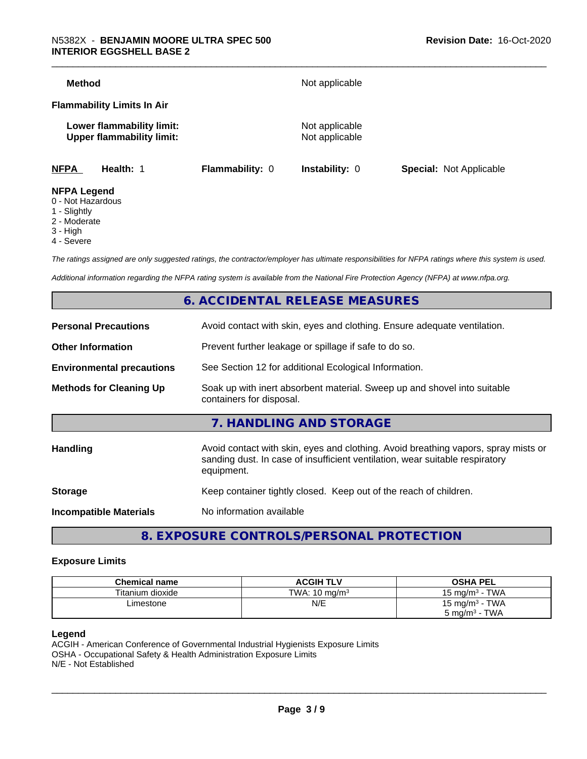**Method** Not applicable

**Flammability Limits In Air**

**Lower flammability limit:** Not applicable
**Upper flammability limit:** Not applicable

**NFPA** **Health:** 1 **Flammability:** 0 **Instability:** 0 **Special:** Not Applicable

**NFPA Legend**
0 - Not Hazardous
1 - Slightly
2 - Moderate
3 - High
4 - Severe

*The ratings assigned are only suggested ratings, the contractor/employer has ultimate responsibilities for NFPA ratings where this system is used.*

*Additional information regarding the NFPA rating system is available from the National Fire Protection Agency (NFPA) at www.nfpa.org.*

## 6. ACCIDENTAL RELEASE MEASURES

**Personal Precautions** Avoid contact with skin, eyes and clothing. Ensure adequate ventilation.

**Other Information** Prevent further leakage or spillage if safe to do so.

**Environmental precautions** See Section 12 for additional Ecological Information.

**Methods for Cleaning Up** Soak up with inert absorbent material. Sweep up and shovel into suitable containers for disposal.

## 7. HANDLING AND STORAGE

**Handling** Avoid contact with skin, eyes and clothing. Avoid breathing vapors, spray mists or sanding dust. In case of insufficient ventilation, wear suitable respiratory equipment.

**Storage** Keep container tightly closed. Keep out of the reach of children.

**Incompatible Materials** No information available

## 8. EXPOSURE CONTROLS/PERSONAL PROTECTION

### Exposure Limits

| Chemical name | ACGIH TLV | OSHA PEL |
|---|---|---|
| Titanium dioxide | TWA: 10 mg/m$^3$ | 15 mg/m$^3$ - TWA |
| Limestone | N/E | 15 mg/m$^3$ - TWA<br>5 mg/m$^3$ - TWA |

**Legend**
ACGIH - American Conference of Governmental Industrial Hygienists Exposure Limits
OSHA - Occupational Safety & Health Administration Exposure Limits
N/E - Not Established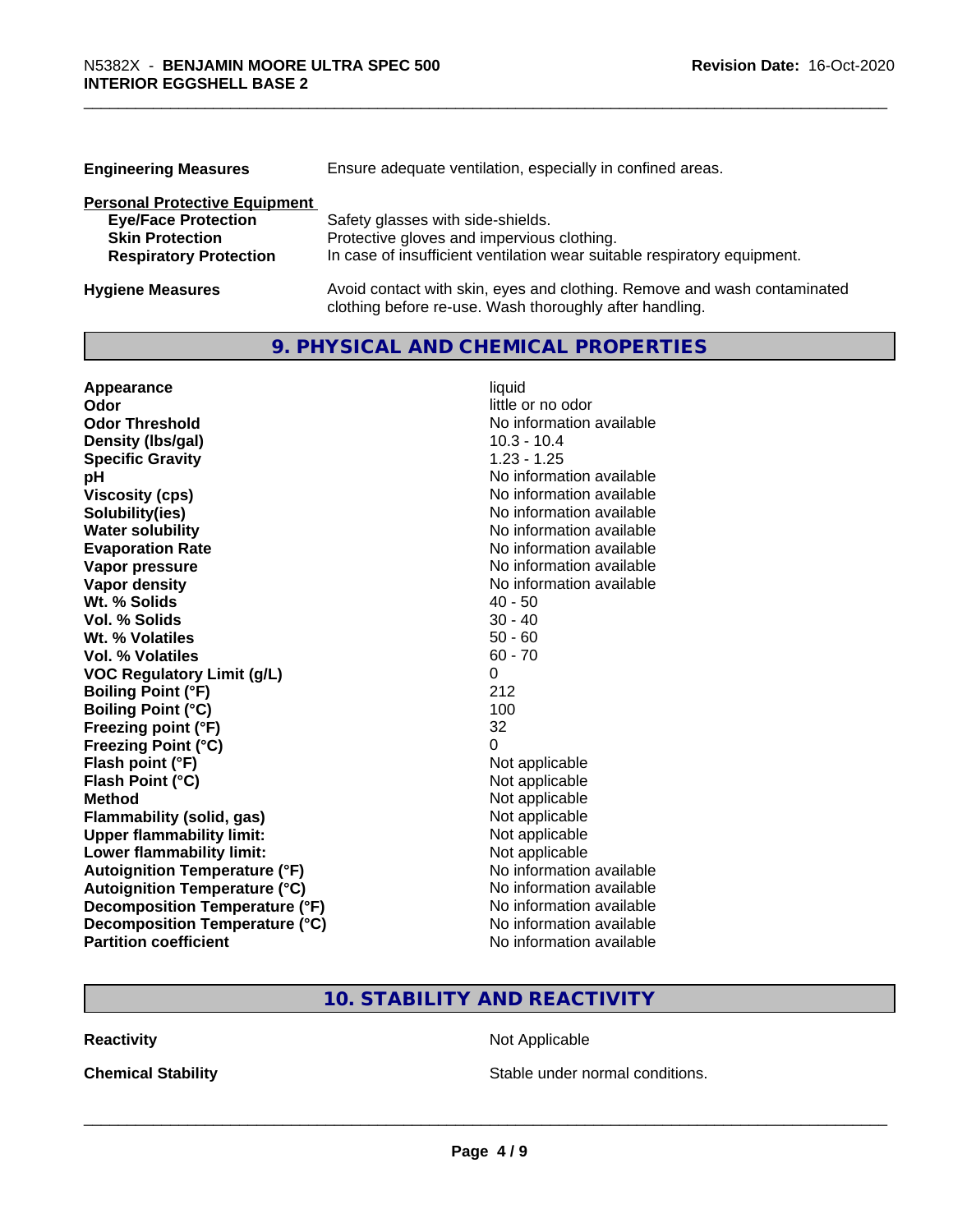| | |
|---|---|
| **Engineering Measures** | Ensure adequate ventilation, especially in confined areas. |

**Personal Protective Equipment**

| | |
|---|---|
| **Eye/Face Protection** | Safety glasses with side-shields. |
| **Skin Protection** | Protective gloves and impervious clothing. |
| **Respiratory Protection** | In case of insufficient ventilation wear suitable respiratory equipment. |

| | |
|---|---|
| **Hygiene Measures** | Avoid contact with skin, eyes and clothing. Remove and wash contaminated clothing before re-use. Wash thoroughly after handling. |

## 9. PHYSICAL AND CHEMICAL PROPERTIES

| | |
|---|---|
| **Appearance** | liquid |
| **Odor** | little or no odor |
| **Odor Threshold** | No information available |
| **Density (lbs/gal)** | 10.3 - 10.4 |
| **Specific Gravity** | 1.23 - 1.25 |
| **pH** | No information available |
| **Viscosity (cps)** | No information available |
| **Solubility(ies)** | No information available |
| **Water solubility** | No information available |
| **Evaporation Rate** | No information available |
| **Vapor pressure** | No information available |
| **Vapor density** | No information available |
| **Wt. % Solids** | 40 - 50 |
| **Vol. % Solids** | 30 - 40 |
| **Wt. % Volatiles** | 50 - 60 |
| **Vol. % Volatiles** | 60 - 70 |
| **VOC Regulatory Limit (g/L)** | 0 |
| **Boiling Point (°F)** | 212 |
| **Boiling Point (°C)** | 100 |
| **Freezing point (°F)** | 32 |
| **Freezing Point (°C)** | 0 |
| **Flash point (°F)** | Not applicable |
| **Flash Point (°C)** | Not applicable |
| **Method** | Not applicable |
| **Flammability (solid, gas)** | Not applicable |
| **Upper flammability limit:** | Not applicable |
| **Lower flammability limit:** | Not applicable |
| **Autoignition Temperature (°F)** | No information available |
| **Autoignition Temperature (°C)** | No information available |
| **Decomposition Temperature (°F)** | No information available |
| **Decomposition Temperature (°C)** | No information available |
| **Partition coefficient** | No information available |

## 10. STABILITY AND REACTIVITY

| | |
|---|---|
| **Reactivity** | Not Applicable |
| **Chemical Stability** | Stable under normal conditions. |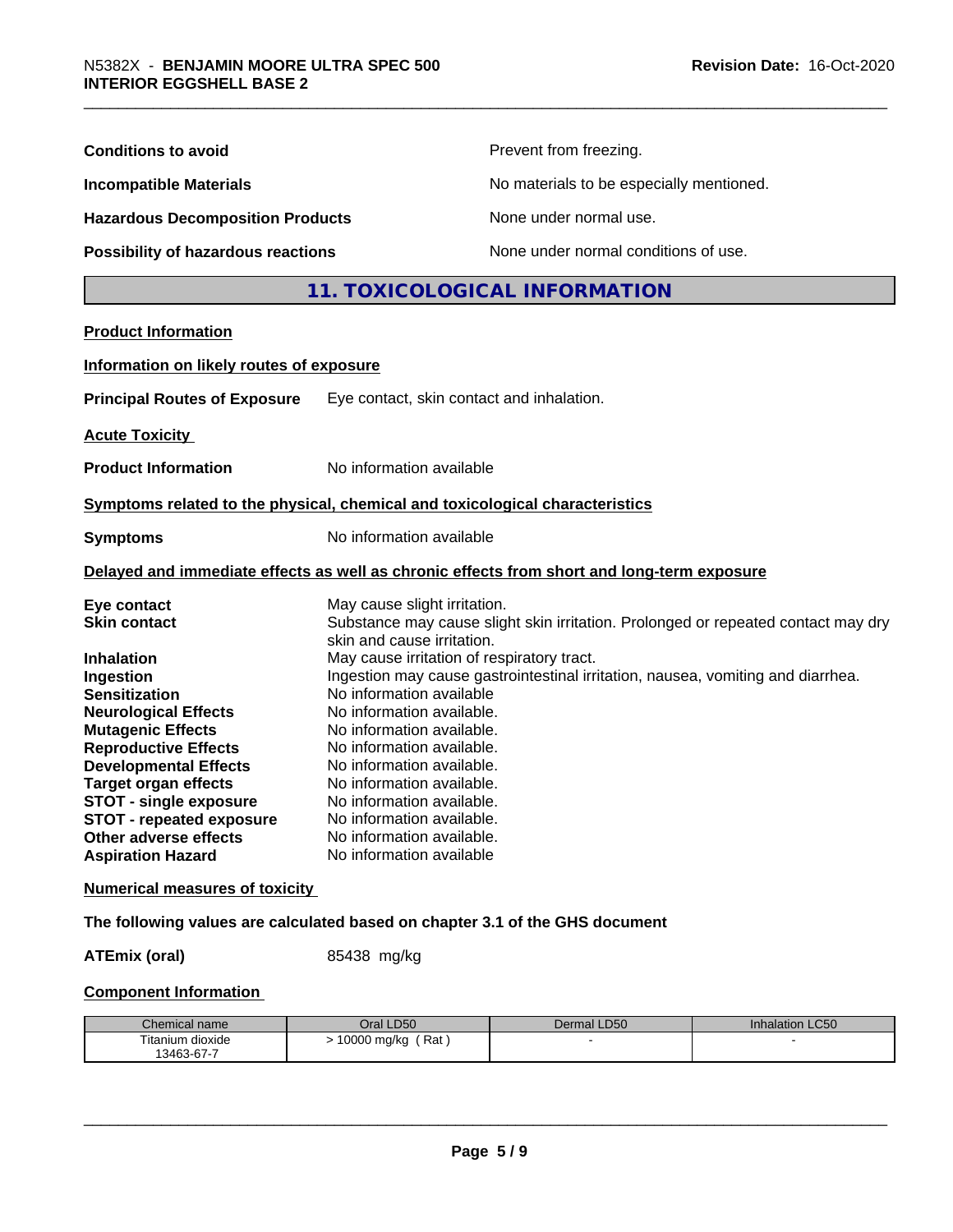| | |
|---|---|
| **Conditions to avoid** | Prevent from freezing. |
| **Incompatible Materials** | No materials to be especially mentioned. |
| **Hazardous Decomposition Products** | None under normal use. |
| **Possibility of hazardous reactions** | None under normal conditions of use. |

## 11. TOXICOLOGICAL INFORMATION

**Product Information**

**Information on likely routes of exposure**

**Principal Routes of Exposure** Eye contact, skin contact and inhalation.

**Acute Toxicity**

**Product Information** No information available

**Symptoms related to the physical, chemical and toxicological characteristics**

**Symptoms** No information available

**Delayed and immediate effects as well as chronic effects from short and long-term exposure**

| | |
|---|---|
| **Eye contact** | May cause slight irritation. |
| **Skin contact** | Substance may cause slight skin irritation. Prolonged or repeated contact may dry skin and cause irritation. |
| **Inhalation** | May cause irritation of respiratory tract. |
| **Ingestion** | Ingestion may cause gastrointestinal irritation, nausea, vomiting and diarrhea. |
| **Sensitization** | No information available |
| **Neurological Effects** | No information available. |
| **Mutagenic Effects** | No information available. |
| **Reproductive Effects** | No information available. |
| **Developmental Effects** | No information available. |
| **Target organ effects** | No information available. |
| **STOT - single exposure** | No information available. |
| **STOT - repeated exposure** | No information available. |
| **Other adverse effects** | No information available. |
| **Aspiration Hazard** | No information available |

**Numerical measures of toxicity**

**The following values are calculated based on chapter 3.1 of the GHS document**

**ATEmix (oral)** 85438 mg/kg

**Component Information**

| Chemical name | Oral LD50 | Dermal LD50 | Inhalation LC50 |
|---|---|---|---|
| Titanium dioxide 13463-67-7 | > 10000 mg/kg ( Rat ) | - | - |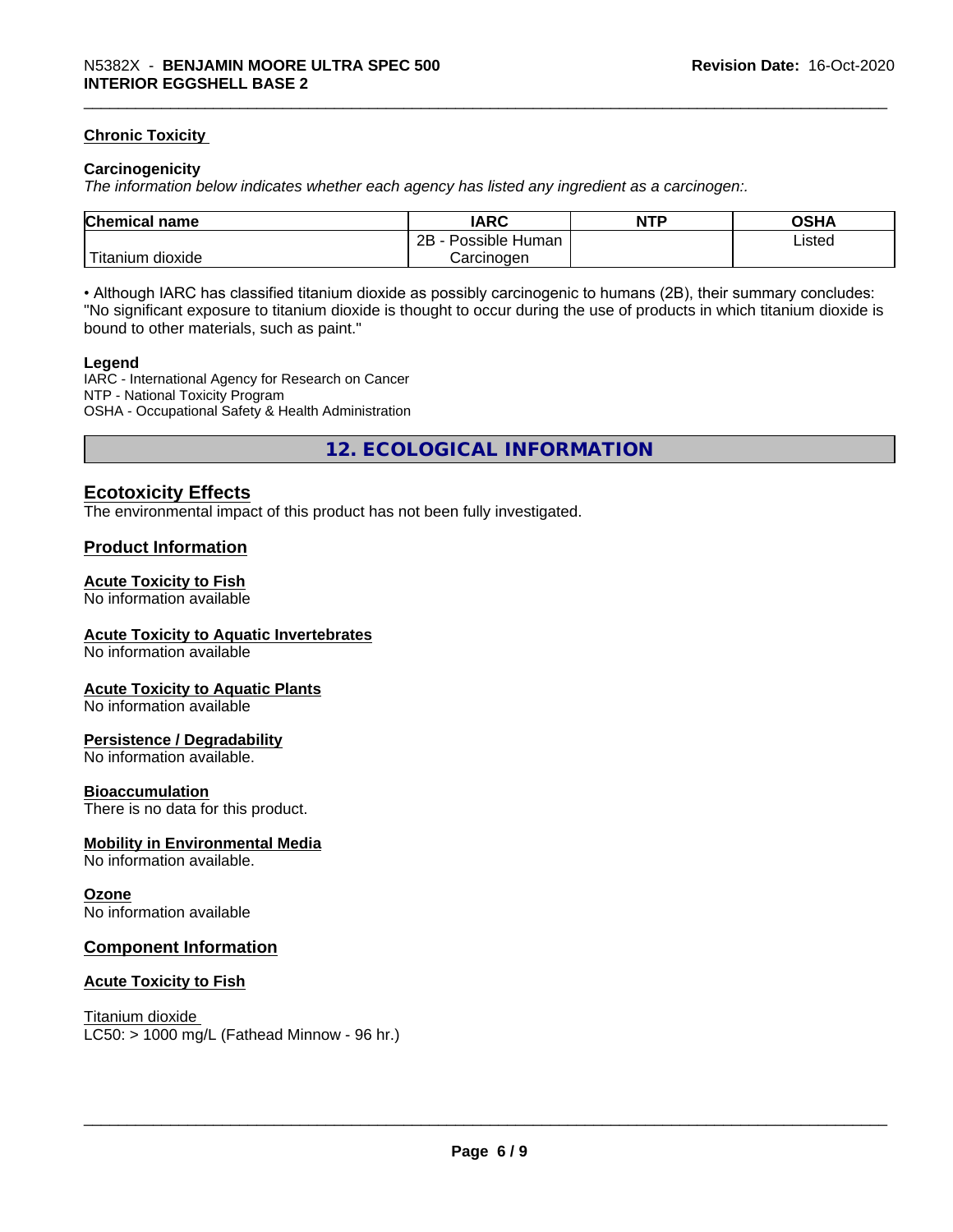#### Chronic Toxicity

**Carcinogenicity**

*The information below indicates whether each agency has listed any ingredient as a carcinogen:.*

| Chemical name | IARC | NTP | OSHA |
|---|---|---|---|
| Titanium dioxide | 2B - Possible Human Carcinogen | | Listed |

• Although IARC has classified titanium dioxide as possibly carcinogenic to humans (2B), their summary concludes: "No significant exposure to titanium dioxide is thought to occur during the use of products in which titanium dioxide is bound to other materials, such as paint."

**Legend**

IARC - International Agency for Research on Cancer
NTP - National Toxicity Program
OSHA - Occupational Safety & Health Administration

## 12. ECOLOGICAL INFORMATION

### Ecotoxicity Effects

The environmental impact of this product has not been fully investigated.

### Product Information

#### Acute Toxicity to Fish

No information available

#### Acute Toxicity to Aquatic Invertebrates

No information available

#### Acute Toxicity to Aquatic Plants

No information available

#### Persistence / Degradability

No information available.

#### Bioaccumulation

There is no data for this product.

#### Mobility in Environmental Media

No information available.

#### Ozone

No information available

### Component Information

#### Acute Toxicity to Fish

Titanium dioxide
LC50: > 1000 mg/L (Fathead Minnow - 96 hr.)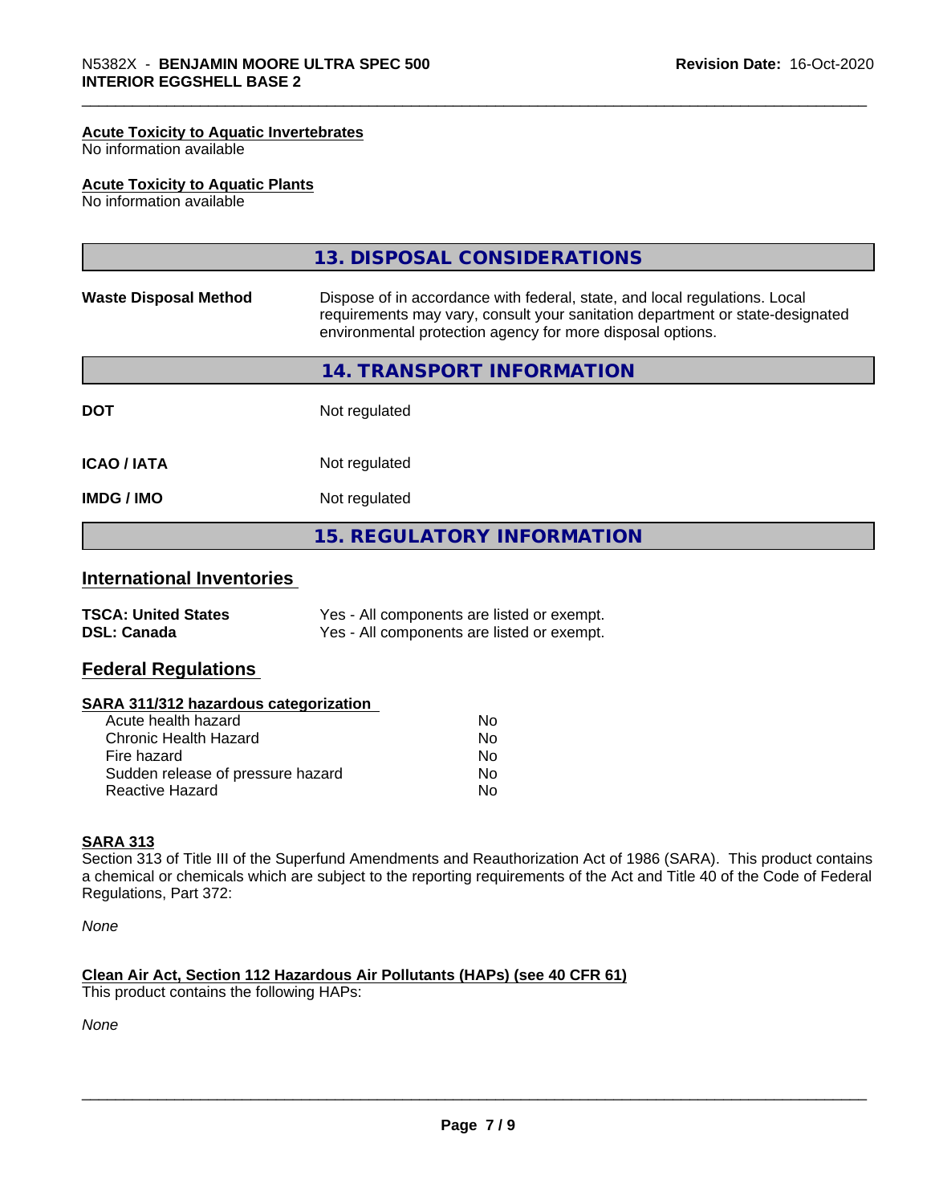#### Acute Toxicity to Aquatic Invertebrates
No information available

#### Acute Toxicity to Aquatic Plants
No information available

## 13. DISPOSAL CONSIDERATIONS

**Waste Disposal Method** — Dispose of in accordance with federal, state, and local regulations. Local requirements may vary, consult your sanitation department or state-designated environmental protection agency for more disposal options.

## 14. TRANSPORT INFORMATION

| | |
|---|---|
| **DOT** | Not regulated |
| **ICAO / IATA** | Not regulated |
| **IMDG / IMO** | Not regulated |

## 15. REGULATORY INFORMATION

### International Inventories

| | |
|---|---|
| **TSCA: United States** | Yes - All components are listed or exempt. |
| **DSL: Canada** | Yes - All components are listed or exempt. |

### Federal Regulations

#### SARA 311/312 hazardous categorization

| | |
|---|---|
| Acute health hazard | No |
| Chronic Health Hazard | No |
| Fire hazard | No |
| Sudden release of pressure hazard | No |
| Reactive Hazard | No |

#### SARA 313
Section 313 of Title III of the Superfund Amendments and Reauthorization Act of 1986 (SARA). This product contains a chemical or chemicals which are subject to the reporting requirements of the Act and Title 40 of the Code of Federal Regulations, Part 372:

*None*

#### Clean Air Act, Section 112 Hazardous Air Pollutants (HAPs) (see 40 CFR 61)
This product contains the following HAPs:

*None*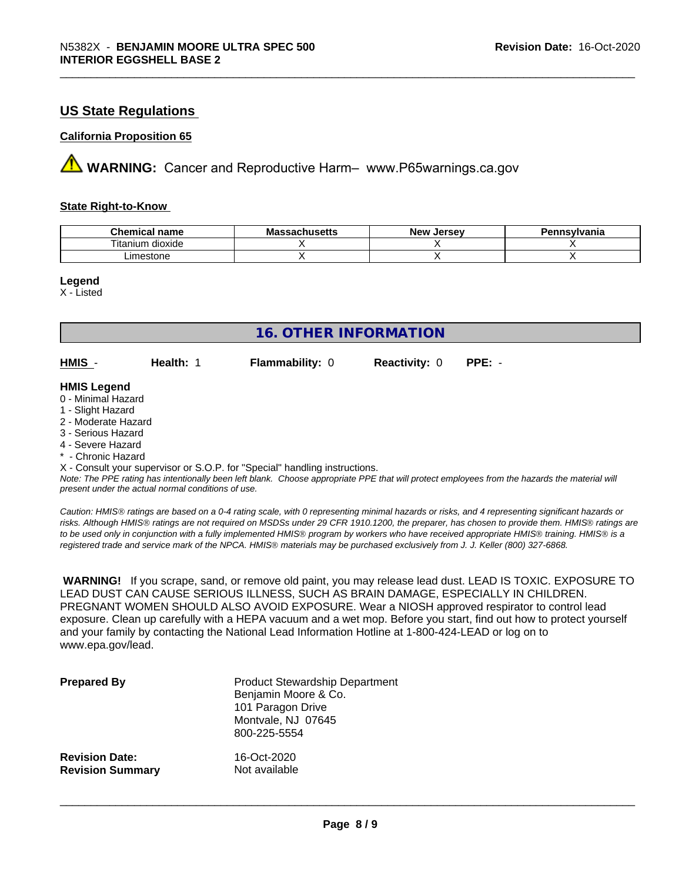## US State Regulations

### California Proposition 65

**WARNING:** Cancer and Reproductive Harm– www.P65warnings.ca.gov

### State Right-to-Know

| Chemical name | Massachusetts | New Jersey | Pennsylvania |
|---|---|---|---|
| Titanium dioxide | X | X | X |
| Limestone | X | X | X |

**Legend**
X - Listed

## 16. OTHER INFORMATION

**HMIS** - **Health:** 1 **Flammability:** 0 **Reactivity:** 0 **PPE:** -

**HMIS Legend**
0 - Minimal Hazard
1 - Slight Hazard
2 - Moderate Hazard
3 - Serious Hazard
4 - Severe Hazard
* - Chronic Hazard
X - Consult your supervisor or S.O.P. for "Special" handling instructions.
*Note: The PPE rating has intentionally been left blank. Choose appropriate PPE that will protect employees from the hazards the material will present under the actual normal conditions of use.*

*Caution: HMIS® ratings are based on a 0-4 rating scale, with 0 representing minimal hazards or risks, and 4 representing significant hazards or risks. Although HMIS® ratings are not required on MSDSs under 29 CFR 1910.1200, the preparer, has chosen to provide them. HMIS® ratings are to be used only in conjunction with a fully implemented HMIS® program by workers who have received appropriate HMIS® training. HMIS® is a registered trade and service mark of the NPCA. HMIS® materials may be purchased exclusively from J. J. Keller (800) 327-6868.*

**WARNING!** If you scrape, sand, or remove old paint, you may release lead dust. LEAD IS TOXIC. EXPOSURE TO LEAD DUST CAN CAUSE SERIOUS ILLNESS, SUCH AS BRAIN DAMAGE, ESPECIALLY IN CHILDREN. PREGNANT WOMEN SHOULD ALSO AVOID EXPOSURE. Wear a NIOSH approved respirator to control lead exposure. Clean up carefully with a HEPA vacuum and a wet mop. Before you start, find out how to protect yourself and your family by contacting the National Lead Information Hotline at 1-800-424-LEAD or log on to www.epa.gov/lead.

**Prepared By**
Product Stewardship Department
Benjamin Moore & Co.
101 Paragon Drive
Montvale, NJ 07645
800-225-5554

**Revision Date:** 16-Oct-2020
**Revision Summary** Not available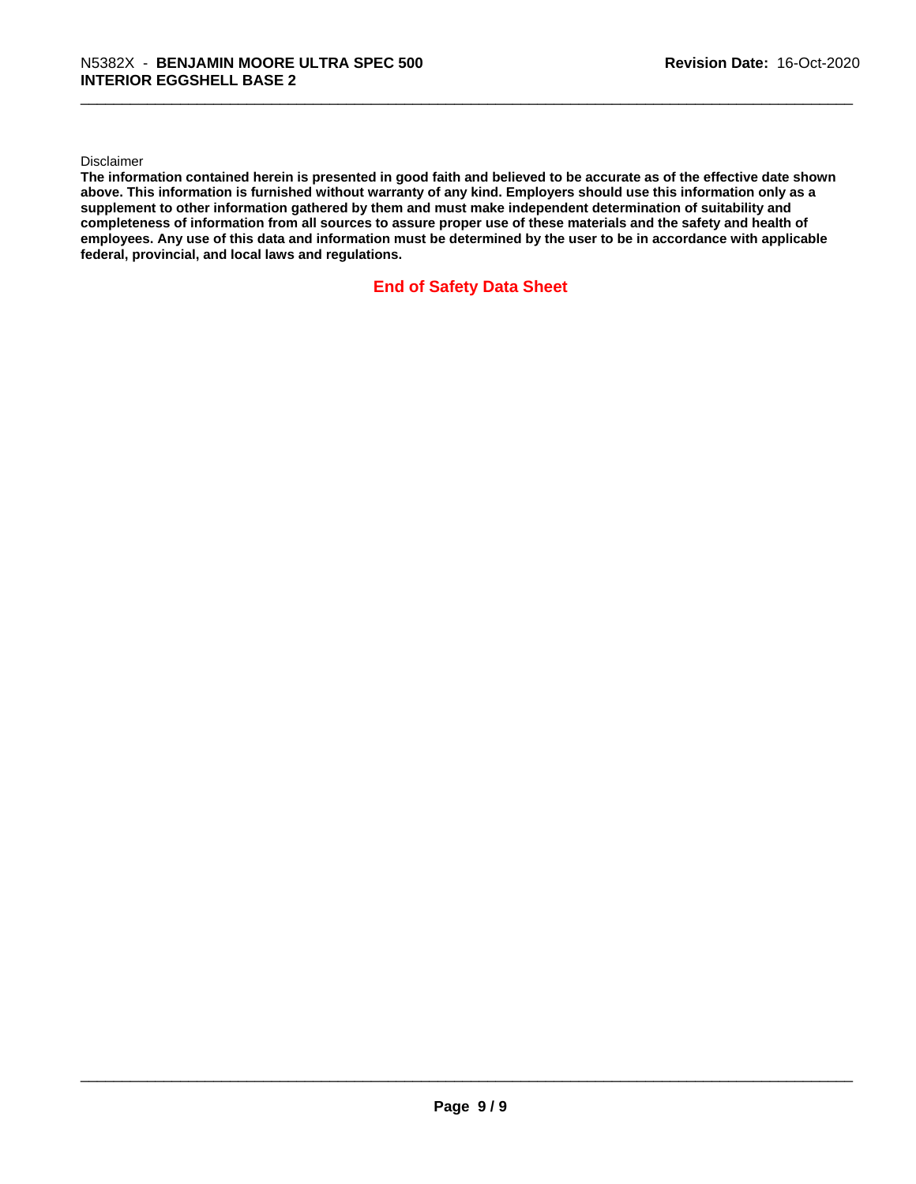Disclaimer

**The information contained herein is presented in good faith and believed to be accurate as of the effective date shown above. This information is furnished without warranty of any kind. Employers should use this information only as a supplement to other information gathered by them and must make independent determination of suitability and completeness of information from all sources to assure proper use of these materials and the safety and health of employees. Any use of this data and information must be determined by the user to be in accordance with applicable federal, provincial, and local laws and regulations.**

**End of Safety Data Sheet**